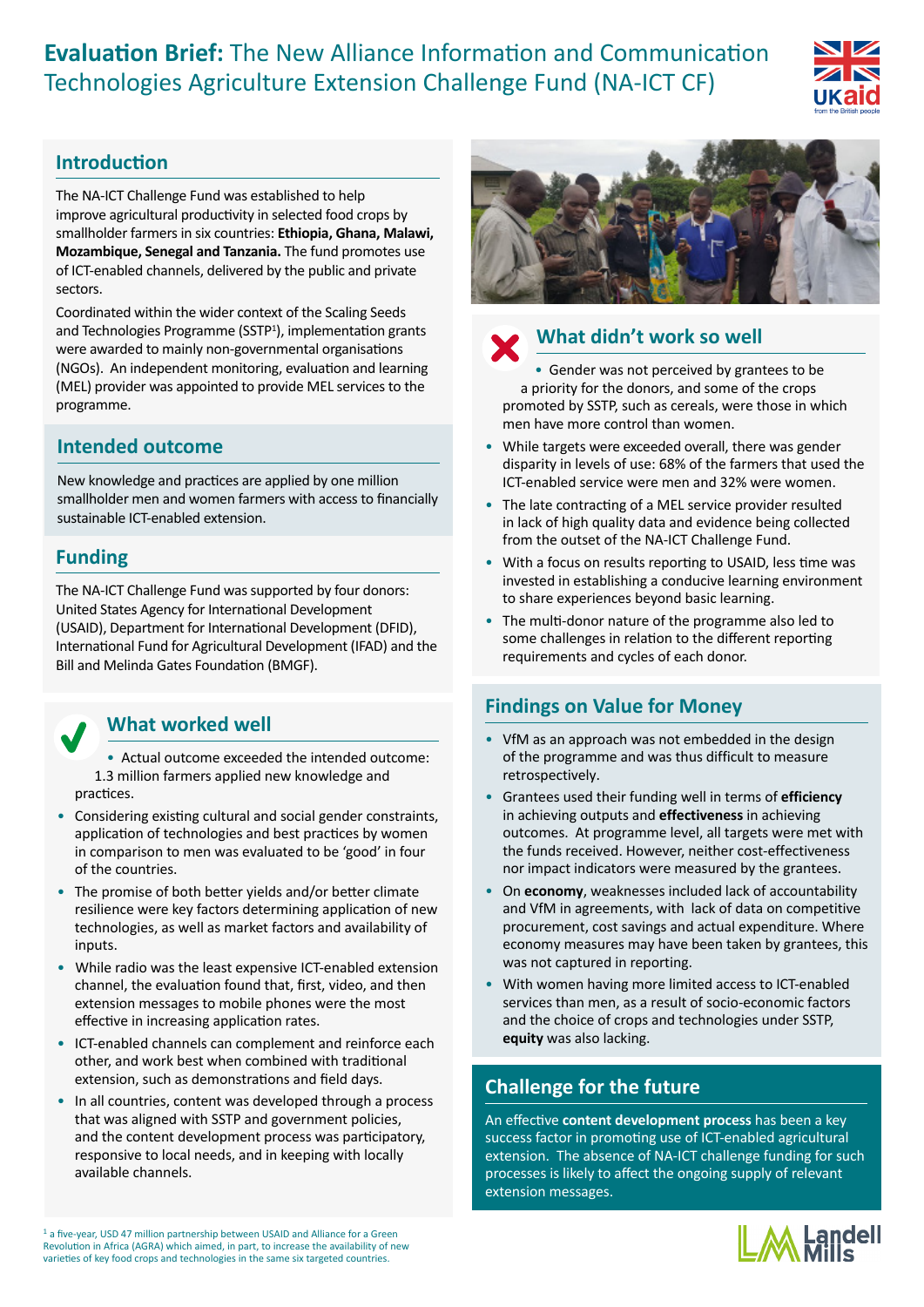# **Evaluation Brief:** The New Alliance Information and Communication Technologies Agriculture Extension Challenge Fund (NA-ICT CF)

## Introduction

The NA-ICT Challenge Fund was established to help improve agricultural productivity in selected food crops by smallholder farmers in six countries: **Ethiopia, Ghana, Malawi, Mozambique, Senegal and Tanzania.** The fund promotes use of ICT-enabled channels, delivered by the public and private sectors.

Coordinated within the wider context of the Scaling Seeds and Technologies Programme (SSTP[1]), implementation grants were awarded to mainly non-governmental organisations (NGOs). An independent monitoring, evaluation and learning (MEL) provider was appointed to provide MEL services to the programme.

## Intended outcome

New knowledge and practices are applied by one million smallholder men and women farmers with access to financially sustainable ICT-enabled extension.

## Funding

The NA-ICT Challenge Fund was supported by four donors: United States Agency for International Development (USAID), Department for International Development (DFID), International Fund for Agricultural Development (IFAD) and the Bill and Melinda Gates Foundation (BMGF).

## What worked well

- Actual outcome exceeded the intended outcome: 1.3 million farmers applied new knowledge and practices.
- Considering existing cultural and social gender constraints, application of technologies and best practices by women in comparison to men was evaluated to be 'good' in four of the countries.
- The promise of both better yields and/or better climate resilience were key factors determining application of new technologies, as well as market factors and availability of inputs.
- While radio was the least expensive ICT-enabled extension channel, the evaluation found that, first, video, and then extension messages to mobile phones were the most effective in increasing application rates.
- ICT-enabled channels can complement and reinforce each other, and work best when combined with traditional extension, such as demonstrations and field days.
- In all countries, content was developed through a process that was aligned with SSTP and government policies, and the content development process was participatory, responsive to local needs, and in keeping with locally available channels.

## What didn't work so well

- Gender was not perceived by grantees to be a priority for the donors, and some of the crops promoted by SSTP, such as cereals, were those in which men have more control than women.
- While targets were exceeded overall, there was gender disparity in levels of use: 68% of the farmers that used the ICT-enabled service were men and 32% were women.
- The late contracting of a MEL service provider resulted in lack of high quality data and evidence being collected from the outset of the NA-ICT Challenge Fund.
- With a focus on results reporting to USAID, less time was invested in establishing a conducive learning environment to share experiences beyond basic learning.
- The multi-donor nature of the programme also led to some challenges in relation to the different reporting requirements and cycles of each donor.

## Findings on Value for Money

- VfM as an approach was not embedded in the design of the programme and was thus difficult to measure retrospectively.
- Grantees used their funding well in terms of **efficiency** in achieving outputs and **effectiveness** in achieving outcomes. At programme level, all targets were met with the funds received. However, neither cost-effectiveness nor impact indicators were measured by the grantees.
- On **economy**, weaknesses included lack of accountability and VfM in agreements, with lack of data on competitive procurement, cost savings and actual expenditure. Where economy measures may have been taken by grantees, this was not captured in reporting.
- With women having more limited access to ICT-enabled services than men, as a result of socio-economic factors and the choice of crops and technologies under SSTP, **equity** was also lacking.

## Challenge for the future

An effective **content development process** has been a key success factor in promoting use of ICT-enabled agricultural extension. The absence of NA-ICT challenge funding for such processes is likely to affect the ongoing supply of relevant extension messages.

[1] a five-year, USD 47 million partnership between USAID and Alliance for a Green Revolution in Africa (AGRA) which aimed, in part, to increase the availability of new varieties of key food crops and technologies in the same six targeted countries.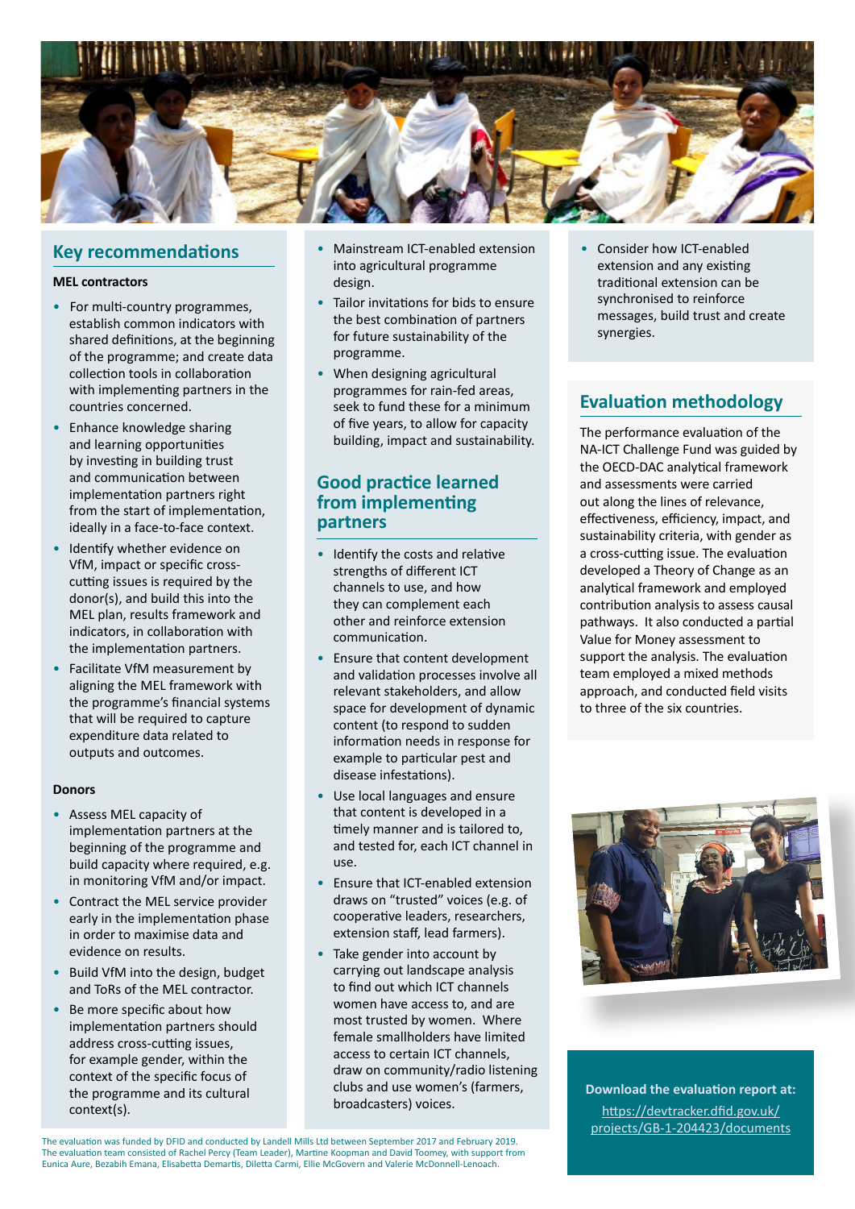## Key recommendations

**MEL contractors**

- For multi-country programmes, establish common indicators with shared definitions, at the beginning of the programme; and create data collection tools in collaboration with implementing partners in the countries concerned.
- Enhance knowledge sharing and learning opportunities by investing in building trust and communication between implementation partners right from the start of implementation, ideally in a face-to-face context.
- Identify whether evidence on VfM, impact or specific cross-cutting issues is required by the donor(s), and build this into the MEL plan, results framework and indicators, in collaboration with the implementation partners.
- Facilitate VfM measurement by aligning the MEL framework with the programme's financial systems that will be required to capture expenditure data related to outputs and outcomes.

**Donors**

- Assess MEL capacity of implementation partners at the beginning of the programme and build capacity where required, e.g. in monitoring VfM and/or impact.
- Contract the MEL service provider early in the implementation phase in order to maximise data and evidence on results.
- Build VfM into the design, budget and ToRs of the MEL contractor.
- Be more specific about how implementation partners should address cross-cutting issues, for example gender, within the context of the specific focus of the programme and its cultural context(s).
- Mainstream ICT-enabled extension into agricultural programme design.
- Tailor invitations for bids to ensure the best combination of partners for future sustainability of the programme.
- When designing agricultural programmes for rain-fed areas, seek to fund these for a minimum of five years, to allow for capacity building, impact and sustainability.

## Good practice learned from implementing partners

- Identify the costs and relative strengths of different ICT channels to use, and how they can complement each other and reinforce extension communication.
- Ensure that content development and validation processes involve all relevant stakeholders, and allow space for development of dynamic content (to respond to sudden information needs in response for example to particular pest and disease infestations).
- Use local languages and ensure that content is developed in a timely manner and is tailored to, and tested for, each ICT channel in use.
- Ensure that ICT-enabled extension draws on "trusted" voices (e.g. of cooperative leaders, researchers, extension staff, lead farmers).
- Take gender into account by carrying out landscape analysis to find out which ICT channels women have access to, and are most trusted by women. Where female smallholders have limited access to certain ICT channels, draw on community/radio listening clubs and use women's (farmers, broadcasters) voices.
- Consider how ICT-enabled extension and any existing traditional extension can be synchronised to reinforce messages, build trust and create synergies.

## Evaluation methodology

The performance evaluation of the NA-ICT Challenge Fund was guided by the OECD-DAC analytical framework and assessments were carried out along the lines of relevance, effectiveness, efficiency, impact, and sustainability criteria, with gender as a cross-cutting issue. The evaluation developed a Theory of Change as an analytical framework and employed contribution analysis to assess causal pathways. It also conducted a partial Value for Money assessment to support the analysis. The evaluation team employed a mixed methods approach, and conducted field visits to three of the six countries.

**Download the evaluation report at:**
https://devtracker.dfid.gov.uk/projects/GB-1-204423/documents

The evaluation was funded by DFID and conducted by Landell Mills Ltd between September 2017 and February 2019. The evaluation team consisted of Rachel Percy (Team Leader), Martine Koopman and David Toomey, with support from Eunica Aure, Bezabih Emana, Elisabetta Demartis, Diletta Carmi, Ellie McGovern and Valerie McDonnell-Lenoach.